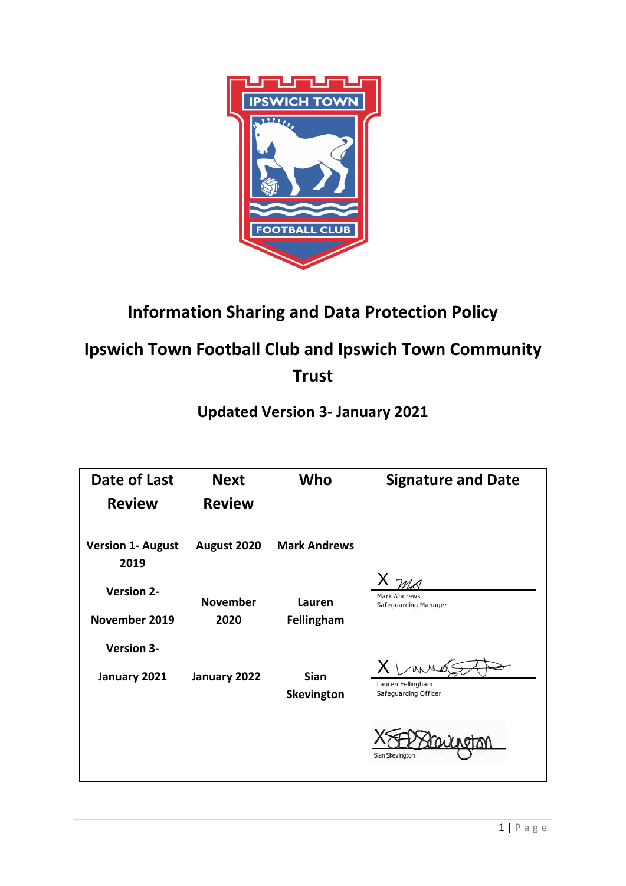# Information Sharing and Data Protection Policy

## Ipswich Town Football Club and Ipswich Town Community Trust

### Updated Version 3- January 2021

| Date of Last Review | Next Review | Who | Signature and Date |
|---|---|---|---|
| Version 1- August 2019 | August 2020 | Mark Andrews | X Mark Andrews<br>Safeguarding Manager |
| Version 2- November 2019 | November 2020 | Lauren Fellingham | X Lauren Fellingham<br>Safeguarding Officer |
| Version 3- January 2021 | January 2022 | Sian Skevington | X Sian Skevington |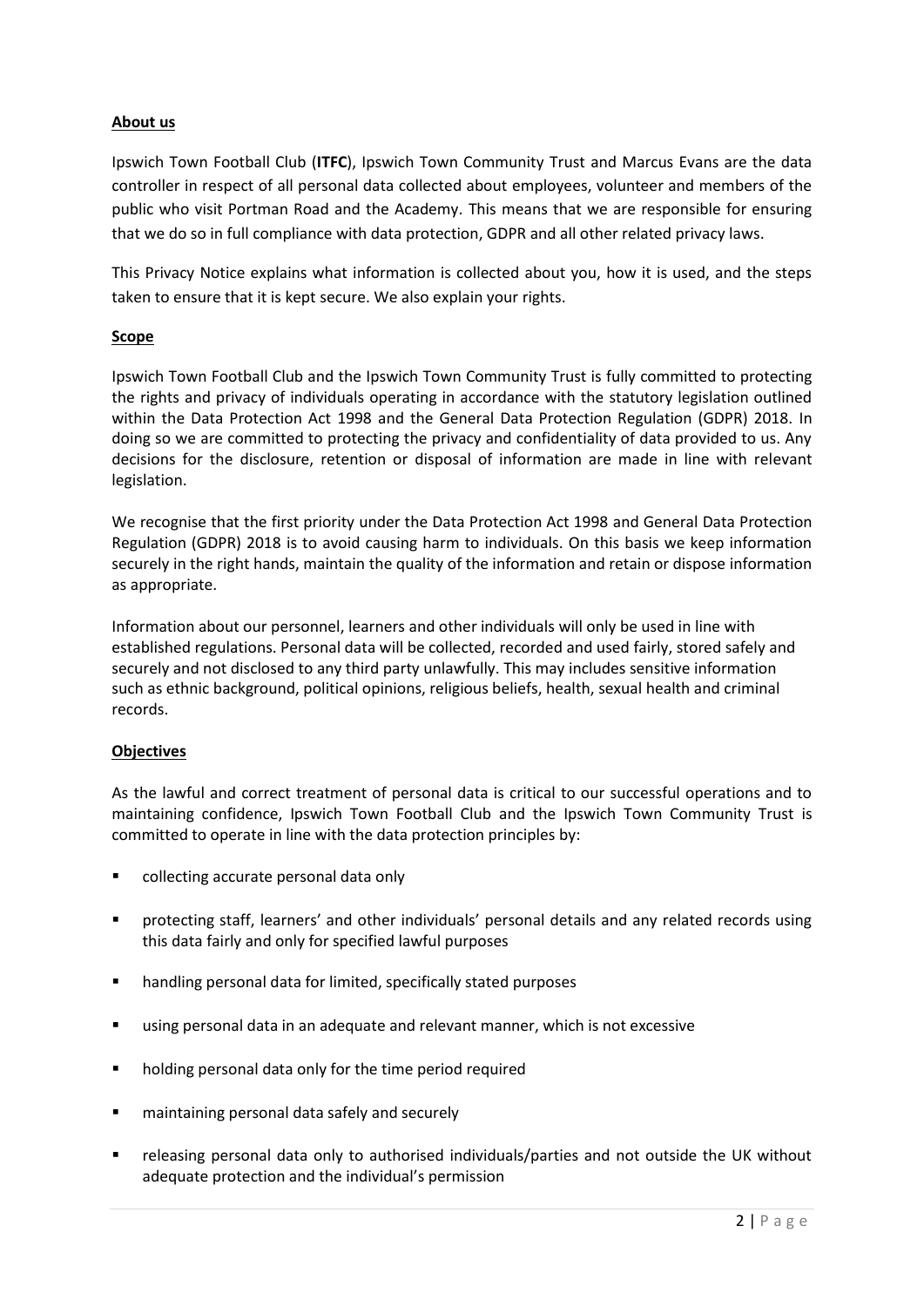**About us**

Ipswich Town Football Club (**ITFC**), Ipswich Town Community Trust and Marcus Evans are the data controller in respect of all personal data collected about employees, volunteer and members of the public who visit Portman Road and the Academy. This means that we are responsible for ensuring that we do so in full compliance with data protection, GDPR and all other related privacy laws.

This Privacy Notice explains what information is collected about you, how it is used, and the steps taken to ensure that it is kept secure. We also explain your rights.

**Scope**

Ipswich Town Football Club and the Ipswich Town Community Trust is fully committed to protecting the rights and privacy of individuals operating in accordance with the statutory legislation outlined within the Data Protection Act 1998 and the General Data Protection Regulation (GDPR) 2018. In doing so we are committed to protecting the privacy and confidentiality of data provided to us. Any decisions for the disclosure, retention or disposal of information are made in line with relevant legislation.

We recognise that the first priority under the Data Protection Act 1998 and General Data Protection Regulation (GDPR) 2018 is to avoid causing harm to individuals. On this basis we keep information securely in the right hands, maintain the quality of the information and retain or dispose information as appropriate.

Information about our personnel, learners and other individuals will only be used in line with established regulations. Personal data will be collected, recorded and used fairly, stored safely and securely and not disclosed to any third party unlawfully. This may includes sensitive information such as ethnic background, political opinions, religious beliefs, health, sexual health and criminal records.

**Objectives**

As the lawful and correct treatment of personal data is critical to our successful operations and to maintaining confidence, Ipswich Town Football Club and the Ipswich Town Community Trust is committed to operate in line with the data protection principles by:

- collecting accurate personal data only
- protecting staff, learners' and other individuals' personal details and any related records using this data fairly and only for specified lawful purposes
- handling personal data for limited, specifically stated purposes
- using personal data in an adequate and relevant manner, which is not excessive
- holding personal data only for the time period required
- maintaining personal data safely and securely
- releasing personal data only to authorised individuals/parties and not outside the UK without adequate protection and the individual's permission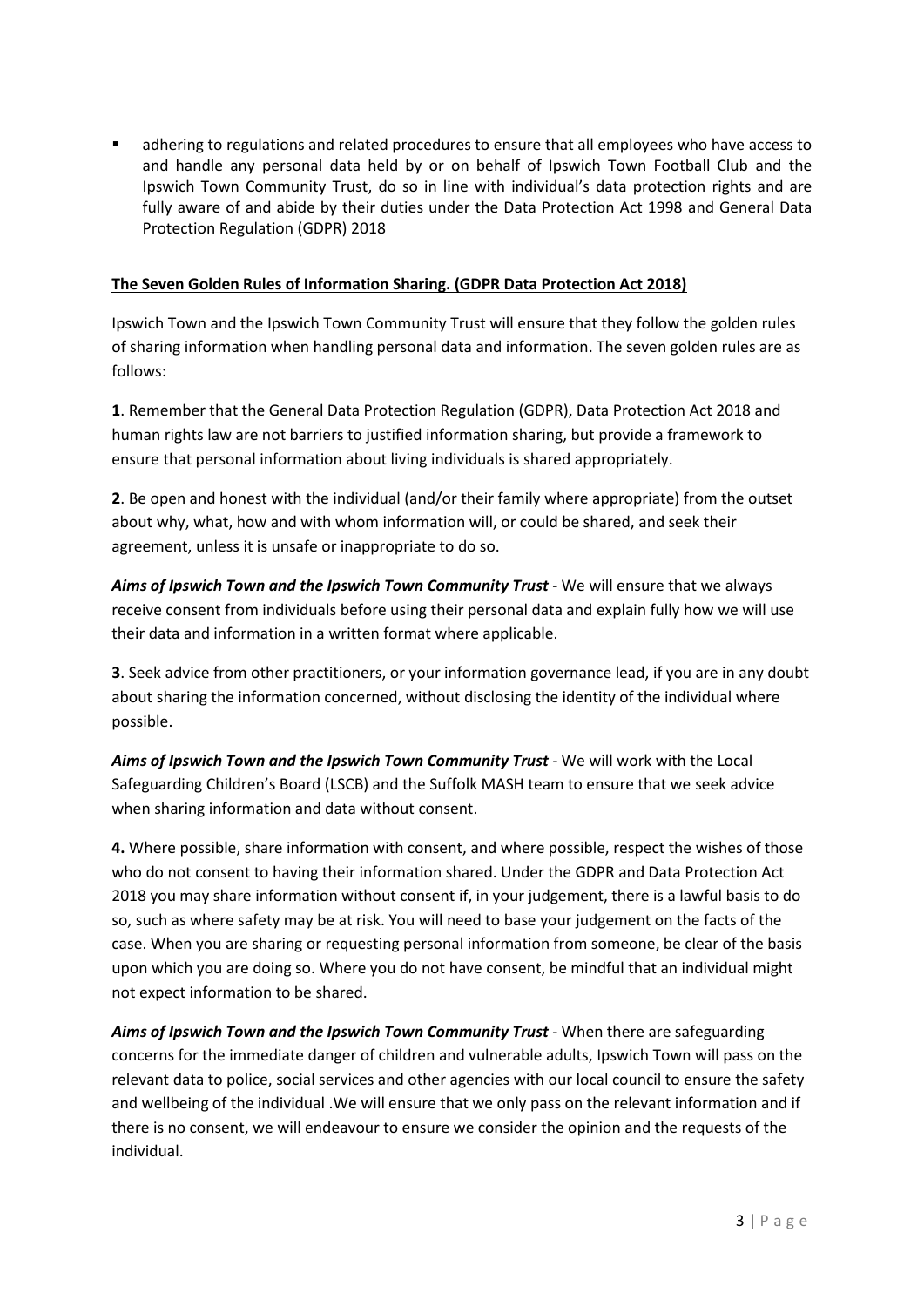- adhering to regulations and related procedures to ensure that all employees who have access to and handle any personal data held by or on behalf of Ipswich Town Football Club and the Ipswich Town Community Trust, do so in line with individual's data protection rights and are fully aware of and abide by their duties under the Data Protection Act 1998 and General Data Protection Regulation (GDPR) 2018

**The Seven Golden Rules of Information Sharing. (GDPR Data Protection Act 2018)**

Ipswich Town and the Ipswich Town Community Trust will ensure that they follow the golden rules of sharing information when handling personal data and information. The seven golden rules are as follows:

**1**. Remember that the General Data Protection Regulation (GDPR), Data Protection Act 2018 and human rights law are not barriers to justified information sharing, but provide a framework to ensure that personal information about living individuals is shared appropriately.

**2**. Be open and honest with the individual (and/or their family where appropriate) from the outset about why, what, how and with whom information will, or could be shared, and seek their agreement, unless it is unsafe or inappropriate to do so.

***Aims of Ipswich Town and the Ipswich Town Community Trust*** - We will ensure that we always receive consent from individuals before using their personal data and explain fully how we will use their data and information in a written format where applicable.

**3**. Seek advice from other practitioners, or your information governance lead, if you are in any doubt about sharing the information concerned, without disclosing the identity of the individual where possible.

***Aims of Ipswich Town and the Ipswich Town Community Trust*** - We will work with the Local Safeguarding Children's Board (LSCB) and the Suffolk MASH team to ensure that we seek advice when sharing information and data without consent.

**4.** Where possible, share information with consent, and where possible, respect the wishes of those who do not consent to having their information shared. Under the GDPR and Data Protection Act 2018 you may share information without consent if, in your judgement, there is a lawful basis to do so, such as where safety may be at risk. You will need to base your judgement on the facts of the case. When you are sharing or requesting personal information from someone, be clear of the basis upon which you are doing so. Where you do not have consent, be mindful that an individual might not expect information to be shared.

***Aims of Ipswich Town and the Ipswich Town Community Trust*** - When there are safeguarding concerns for the immediate danger of children and vulnerable adults, Ipswich Town will pass on the relevant data to police, social services and other agencies with our local council to ensure the safety and wellbeing of the individual .We will ensure that we only pass on the relevant information and if there is no consent, we will endeavour to ensure we consider the opinion and the requests of the individual.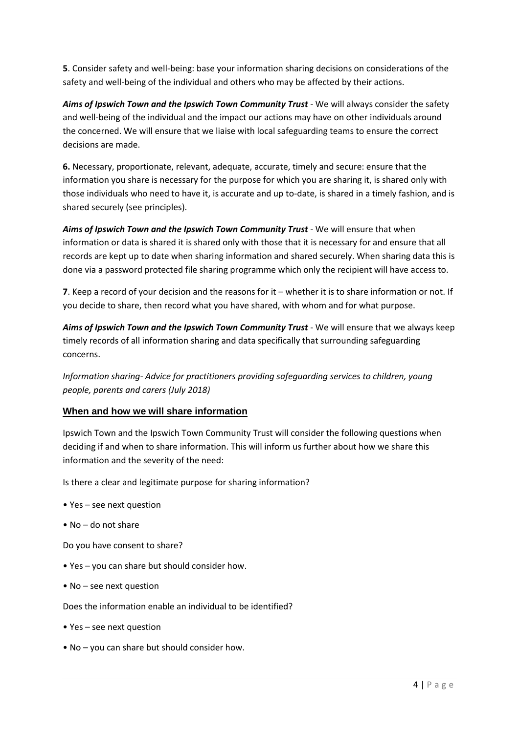**5**. Consider safety and well-being: base your information sharing decisions on considerations of the safety and well-being of the individual and others who may be affected by their actions.

***Aims of Ipswich Town and the Ipswich Town Community Trust*** - We will always consider the safety and well-being of the individual and the impact our actions may have on other individuals around the concerned. We will ensure that we liaise with local safeguarding teams to ensure the correct decisions are made.

**6.** Necessary, proportionate, relevant, adequate, accurate, timely and secure: ensure that the information you share is necessary for the purpose for which you are sharing it, is shared only with those individuals who need to have it, is accurate and up to-date, is shared in a timely fashion, and is shared securely (see principles).

***Aims of Ipswich Town and the Ipswich Town Community Trust*** - We will ensure that when information or data is shared it is shared only with those that it is necessary for and ensure that all records are kept up to date when sharing information and shared securely. When sharing data this is done via a password protected file sharing programme which only the recipient will have access to.

**7**. Keep a record of your decision and the reasons for it – whether it is to share information or not. If you decide to share, then record what you have shared, with whom and for what purpose.

***Aims of Ipswich Town and the Ipswich Town Community Trust*** - We will ensure that we always keep timely records of all information sharing and data specifically that surrounding safeguarding concerns.

*Information sharing- Advice for practitioners providing safeguarding services to children, young people, parents and carers (July 2018)*

## When and how we will share information

Ipswich Town and the Ipswich Town Community Trust will consider the following questions when deciding if and when to share information. This will inform us further about how we share this information and the severity of the need:

Is there a clear and legitimate purpose for sharing information?

- Yes – see next question
- No – do not share

Do you have consent to share?

- Yes – you can share but should consider how.
- No – see next question

Does the information enable an individual to be identified?

- Yes – see next question
- No – you can share but should consider how.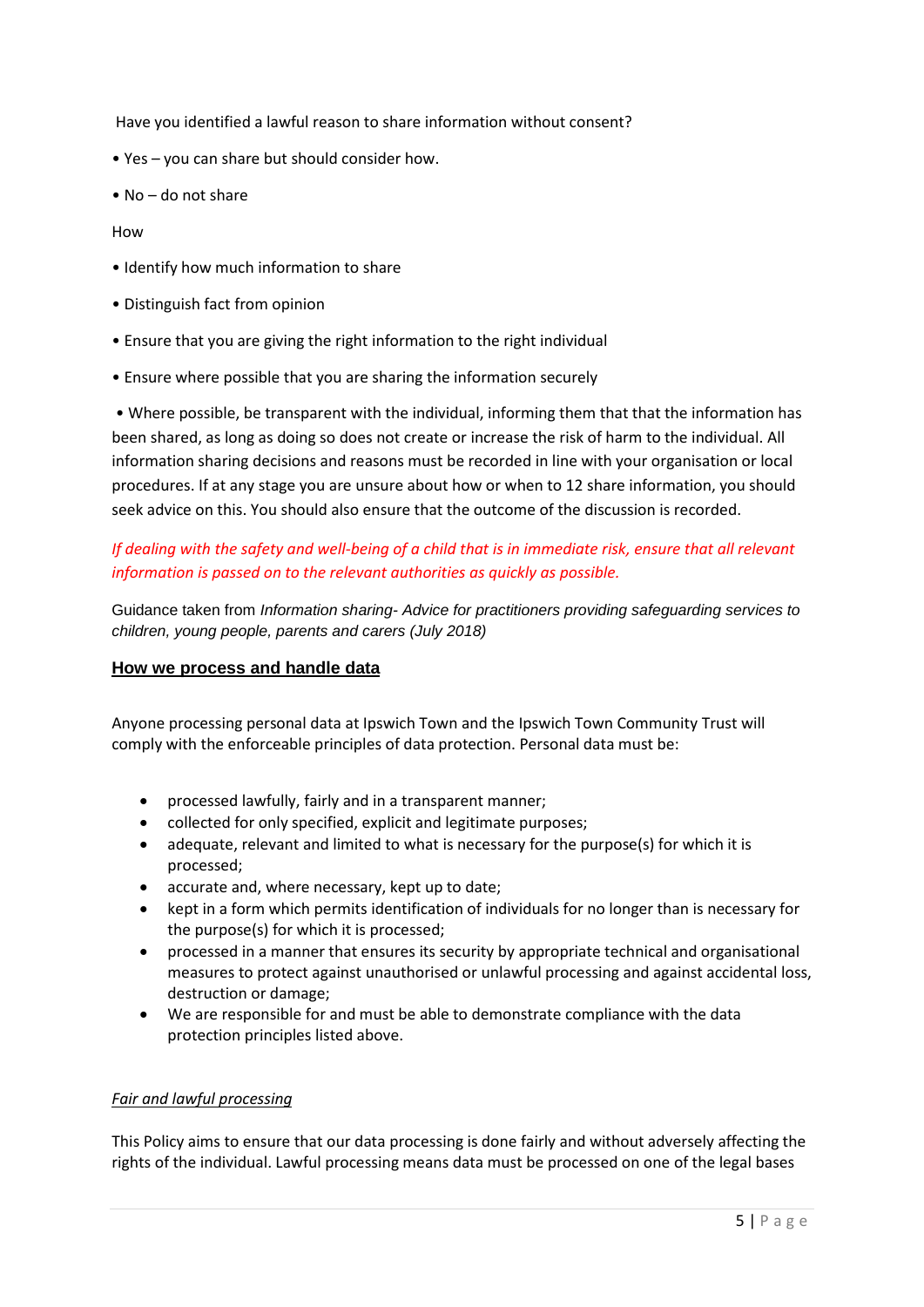Have you identified a lawful reason to share information without consent?

• Yes – you can share but should consider how.

• No – do not share

How

• Identify how much information to share

• Distinguish fact from opinion

• Ensure that you are giving the right information to the right individual

• Ensure where possible that you are sharing the information securely

• Where possible, be transparent with the individual, informing them that that the information has been shared, as long as doing so does not create or increase the risk of harm to the individual. All information sharing decisions and reasons must be recorded in line with your organisation or local procedures. If at any stage you are unsure about how or when to 12 share information, you should seek advice on this. You should also ensure that the outcome of the discussion is recorded.

*If dealing with the safety and well-being of a child that is in immediate risk, ensure that all relevant information is passed on to the relevant authorities as quickly as possible.*

Guidance taken from *Information sharing- Advice for practitioners providing safeguarding services to children, young people, parents and carers (July 2018)*

## How we process and handle data

Anyone processing personal data at Ipswich Town and the Ipswich Town Community Trust will comply with the enforceable principles of data protection. Personal data must be:

- processed lawfully, fairly and in a transparent manner;
- collected for only specified, explicit and legitimate purposes;
- adequate, relevant and limited to what is necessary for the purpose(s) for which it is processed;
- accurate and, where necessary, kept up to date;
- kept in a form which permits identification of individuals for no longer than is necessary for the purpose(s) for which it is processed;
- processed in a manner that ensures its security by appropriate technical and organisational measures to protect against unauthorised or unlawful processing and against accidental loss, destruction or damage;
- We are responsible for and must be able to demonstrate compliance with the data protection principles listed above.

### *Fair and lawful processing*

This Policy aims to ensure that our data processing is done fairly and without adversely affecting the rights of the individual. Lawful processing means data must be processed on one of the legal bases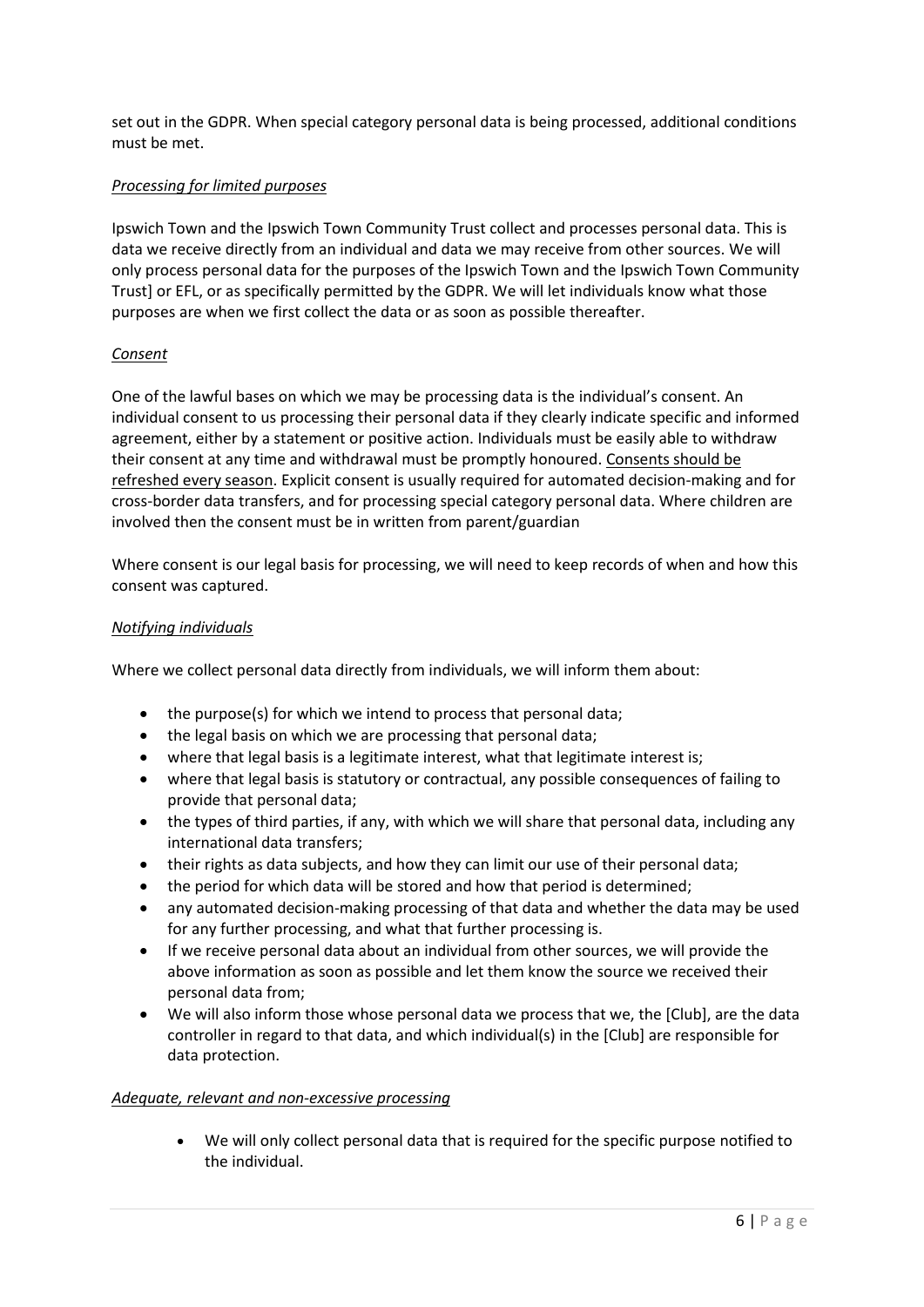set out in the GDPR. When special category personal data is being processed, additional conditions must be met.

*Processing for limited purposes*

Ipswich Town and the Ipswich Town Community Trust collect and processes personal data. This is data we receive directly from an individual and data we may receive from other sources. We will only process personal data for the purposes of the Ipswich Town and the Ipswich Town Community Trust] or EFL, or as specifically permitted by the GDPR. We will let individuals know what those purposes are when we first collect the data or as soon as possible thereafter.

*Consent*

One of the lawful bases on which we may be processing data is the individual's consent. An individual consent to us processing their personal data if they clearly indicate specific and informed agreement, either by a statement or positive action. Individuals must be easily able to withdraw their consent at any time and withdrawal must be promptly honoured. Consents should be refreshed every season. Explicit consent is usually required for automated decision-making and for cross-border data transfers, and for processing special category personal data. Where children are involved then the consent must be in written from parent/guardian

Where consent is our legal basis for processing, we will need to keep records of when and how this consent was captured.

*Notifying individuals*

Where we collect personal data directly from individuals, we will inform them about:

- the purpose(s) for which we intend to process that personal data;
- the legal basis on which we are processing that personal data;
- where that legal basis is a legitimate interest, what that legitimate interest is;
- where that legal basis is statutory or contractual, any possible consequences of failing to provide that personal data;
- the types of third parties, if any, with which we will share that personal data, including any international data transfers;
- their rights as data subjects, and how they can limit our use of their personal data;
- the period for which data will be stored and how that period is determined;
- any automated decision-making processing of that data and whether the data may be used for any further processing, and what that further processing is.
- If we receive personal data about an individual from other sources, we will provide the above information as soon as possible and let them know the source we received their personal data from;
- We will also inform those whose personal data we process that we, the [Club], are the data controller in regard to that data, and which individual(s) in the [Club] are responsible for data protection.

*Adequate, relevant and non-excessive processing*

- We will only collect personal data that is required for the specific purpose notified to the individual.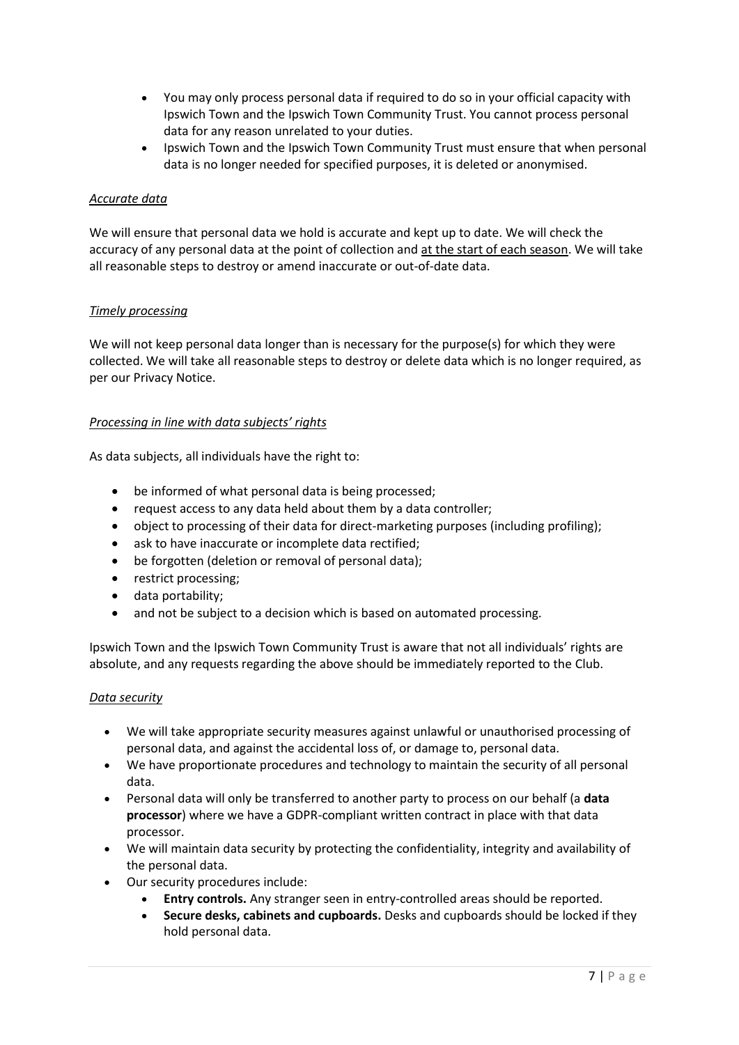- You may only process personal data if required to do so in your official capacity with Ipswich Town and the Ipswich Town Community Trust. You cannot process personal data for any reason unrelated to your duties.
- Ipswich Town and the Ipswich Town Community Trust must ensure that when personal data is no longer needed for specified purposes, it is deleted or anonymised.

*Accurate data*

We will ensure that personal data we hold is accurate and kept up to date. We will check the accuracy of any personal data at the point of collection and at the start of each season. We will take all reasonable steps to destroy or amend inaccurate or out-of-date data.

*Timely processing*

We will not keep personal data longer than is necessary for the purpose(s) for which they were collected. We will take all reasonable steps to destroy or delete data which is no longer required, as per our Privacy Notice.

*Processing in line with data subjects' rights*

As data subjects, all individuals have the right to:

- be informed of what personal data is being processed;
- request access to any data held about them by a data controller;
- object to processing of their data for direct-marketing purposes (including profiling);
- ask to have inaccurate or incomplete data rectified;
- be forgotten (deletion or removal of personal data);
- restrict processing;
- data portability;
- and not be subject to a decision which is based on automated processing.

Ipswich Town and the Ipswich Town Community Trust is aware that not all individuals' rights are absolute, and any requests regarding the above should be immediately reported to the Club.

*Data security*

- We will take appropriate security measures against unlawful or unauthorised processing of personal data, and against the accidental loss of, or damage to, personal data.
- We have proportionate procedures and technology to maintain the security of all personal data.
- Personal data will only be transferred to another party to process on our behalf (a **data processor**) where we have a GDPR-compliant written contract in place with that data processor.
- We will maintain data security by protecting the confidentiality, integrity and availability of the personal data.
- Our security procedures include:
  - **Entry controls.** Any stranger seen in entry-controlled areas should be reported.
  - **Secure desks, cabinets and cupboards.** Desks and cupboards should be locked if they hold personal data.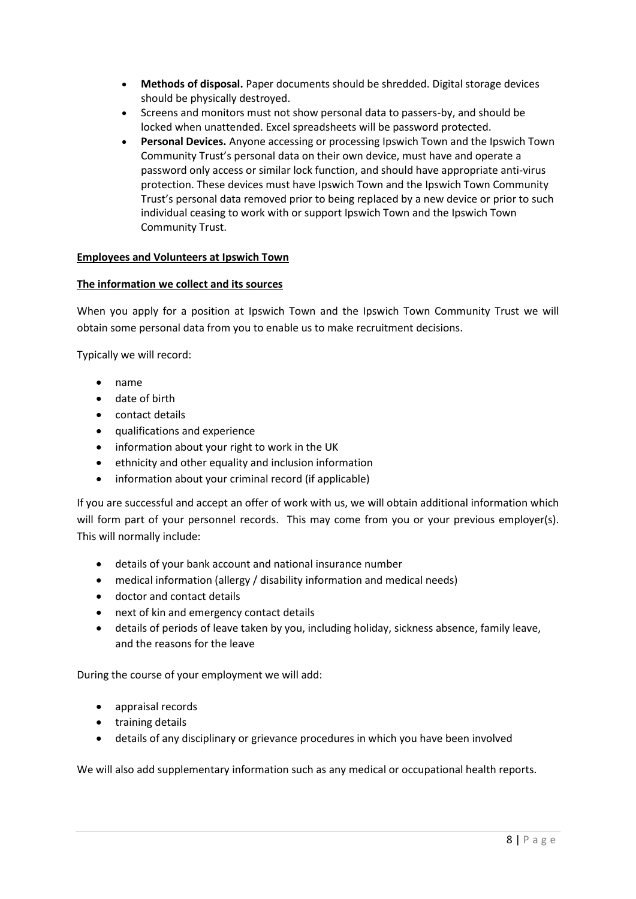- **Methods of disposal.** Paper documents should be shredded. Digital storage devices should be physically destroyed.
- Screens and monitors must not show personal data to passers-by, and should be locked when unattended. Excel spreadsheets will be password protected.
- **Personal Devices.** Anyone accessing or processing Ipswich Town and the Ipswich Town Community Trust's personal data on their own device, must have and operate a password only access or similar lock function, and should have appropriate anti-virus protection. These devices must have Ipswich Town and the Ipswich Town Community Trust's personal data removed prior to being replaced by a new device or prior to such individual ceasing to work with or support Ipswich Town and the Ipswich Town Community Trust.

**Employees and Volunteers at Ipswich Town**

**The information we collect and its sources**

When you apply for a position at Ipswich Town and the Ipswich Town Community Trust we will obtain some personal data from you to enable us to make recruitment decisions.

Typically we will record:

- name
- date of birth
- contact details
- qualifications and experience
- information about your right to work in the UK
- ethnicity and other equality and inclusion information
- information about your criminal record (if applicable)

If you are successful and accept an offer of work with us, we will obtain additional information which will form part of your personnel records. This may come from you or your previous employer(s). This will normally include:

- details of your bank account and national insurance number
- medical information (allergy / disability information and medical needs)
- doctor and contact details
- next of kin and emergency contact details
- details of periods of leave taken by you, including holiday, sickness absence, family leave, and the reasons for the leave

During the course of your employment we will add:

- appraisal records
- training details
- details of any disciplinary or grievance procedures in which you have been involved

We will also add supplementary information such as any medical or occupational health reports.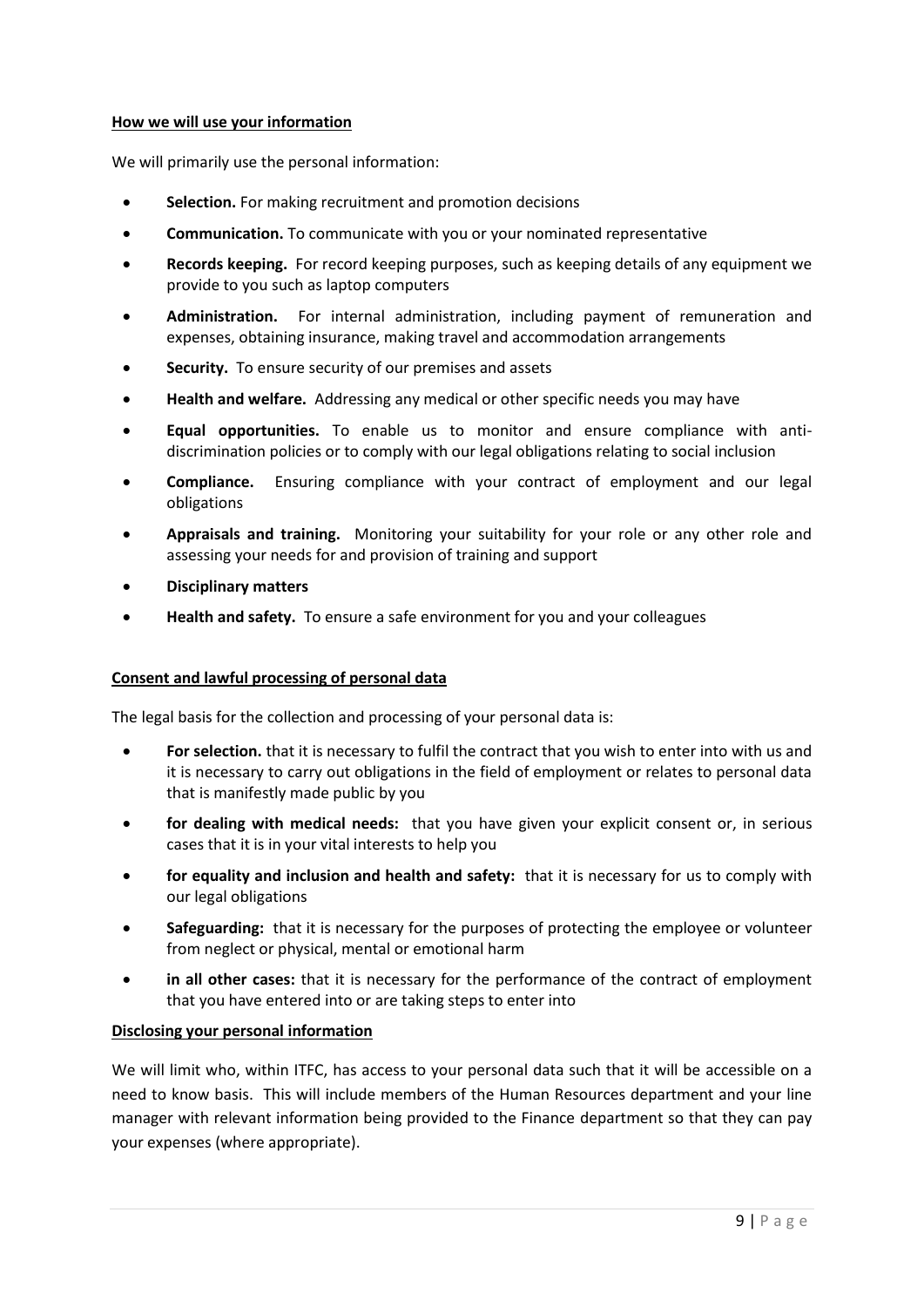**<u>How we will use your information</u>**

We will primarily use the personal information:

- **Selection.** For making recruitment and promotion decisions
- **Communication.** To communicate with you or your nominated representative
- **Records keeping.** For record keeping purposes, such as keeping details of any equipment we provide to you such as laptop computers
- **Administration.** For internal administration, including payment of remuneration and expenses, obtaining insurance, making travel and accommodation arrangements
- **Security.** To ensure security of our premises and assets
- **Health and welfare.** Addressing any medical or other specific needs you may have
- **Equal opportunities.** To enable us to monitor and ensure compliance with anti-discrimination policies or to comply with our legal obligations relating to social inclusion
- **Compliance.** Ensuring compliance with your contract of employment and our legal obligations
- **Appraisals and training.** Monitoring your suitability for your role or any other role and assessing your needs for and provision of training and support
- **Disciplinary matters**
- **Health and safety.** To ensure a safe environment for you and your colleagues

**<u>Consent and lawful processing of personal data</u>**

The legal basis for the collection and processing of your personal data is:

- **For selection.** that it is necessary to fulfil the contract that you wish to enter into with us and it is necessary to carry out obligations in the field of employment or relates to personal data that is manifestly made public by you
- **for dealing with medical needs:** that you have given your explicit consent or, in serious cases that it is in your vital interests to help you
- **for equality and inclusion and health and safety:** that it is necessary for us to comply with our legal obligations
- **Safeguarding:** that it is necessary for the purposes of protecting the employee or volunteer from neglect or physical, mental or emotional harm
- **in all other cases:** that it is necessary for the performance of the contract of employment that you have entered into or are taking steps to enter into

**<u>Disclosing your personal information</u>**

We will limit who, within ITFC, has access to your personal data such that it will be accessible on a need to know basis. This will include members of the Human Resources department and your line manager with relevant information being provided to the Finance department so that they can pay your expenses (where appropriate).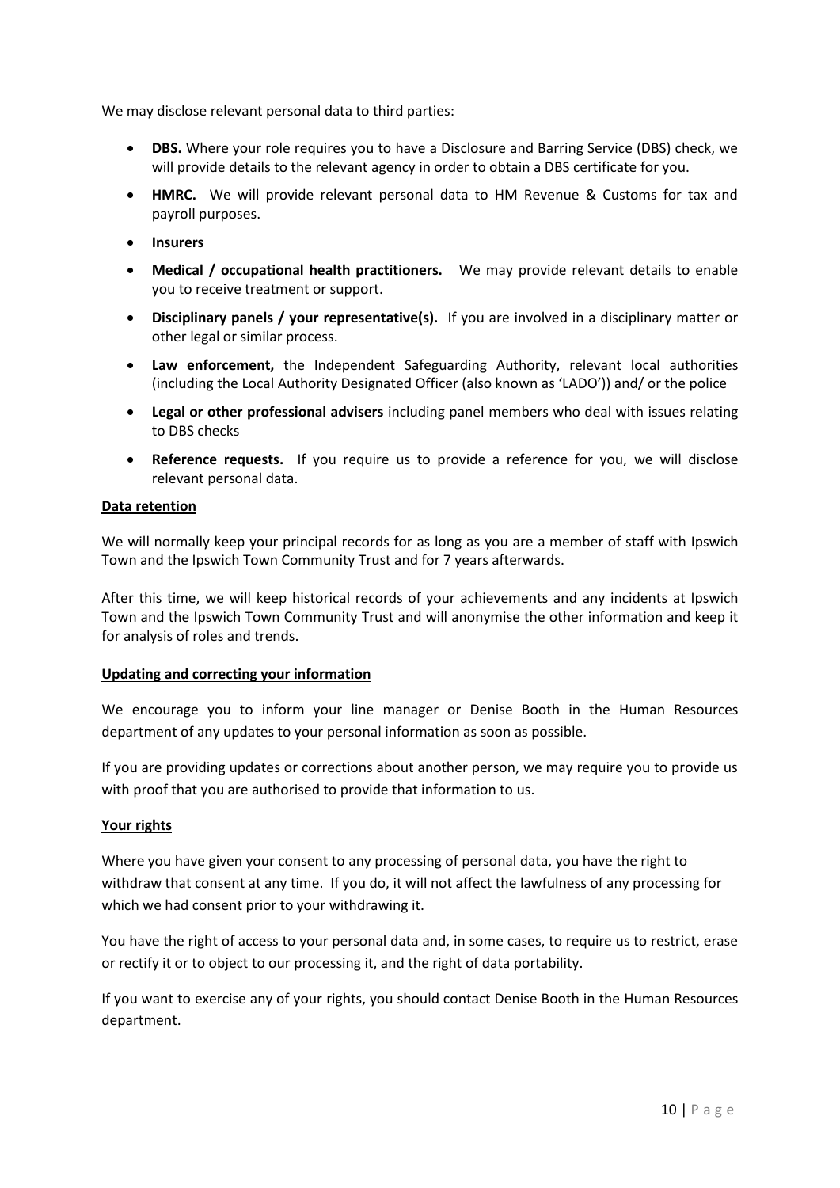We may disclose relevant personal data to third parties:

- **DBS.** Where your role requires you to have a Disclosure and Barring Service (DBS) check, we will provide details to the relevant agency in order to obtain a DBS certificate for you.
- **HMRC.** We will provide relevant personal data to HM Revenue & Customs for tax and payroll purposes.
- **Insurers**
- **Medical / occupational health practitioners.** We may provide relevant details to enable you to receive treatment or support.
- **Disciplinary panels / your representative(s).** If you are involved in a disciplinary matter or other legal or similar process.
- **Law enforcement,** the Independent Safeguarding Authority, relevant local authorities (including the Local Authority Designated Officer (also known as 'LADO')) and/ or the police
- **Legal or other professional advisers** including panel members who deal with issues relating to DBS checks
- **Reference requests.** If you require us to provide a reference for you, we will disclose relevant personal data.

**Data retention**

We will normally keep your principal records for as long as you are a member of staff with Ipswich Town and the Ipswich Town Community Trust and for 7 years afterwards.

After this time, we will keep historical records of your achievements and any incidents at Ipswich Town and the Ipswich Town Community Trust and will anonymise the other information and keep it for analysis of roles and trends.

**Updating and correcting your information**

We encourage you to inform your line manager or Denise Booth in the Human Resources department of any updates to your personal information as soon as possible.

If you are providing updates or corrections about another person, we may require you to provide us with proof that you are authorised to provide that information to us.

**Your rights**

Where you have given your consent to any processing of personal data, you have the right to withdraw that consent at any time. If you do, it will not affect the lawfulness of any processing for which we had consent prior to your withdrawing it.

You have the right of access to your personal data and, in some cases, to require us to restrict, erase or rectify it or to object to our processing it, and the right of data portability.

If you want to exercise any of your rights, you should contact Denise Booth in the Human Resources department.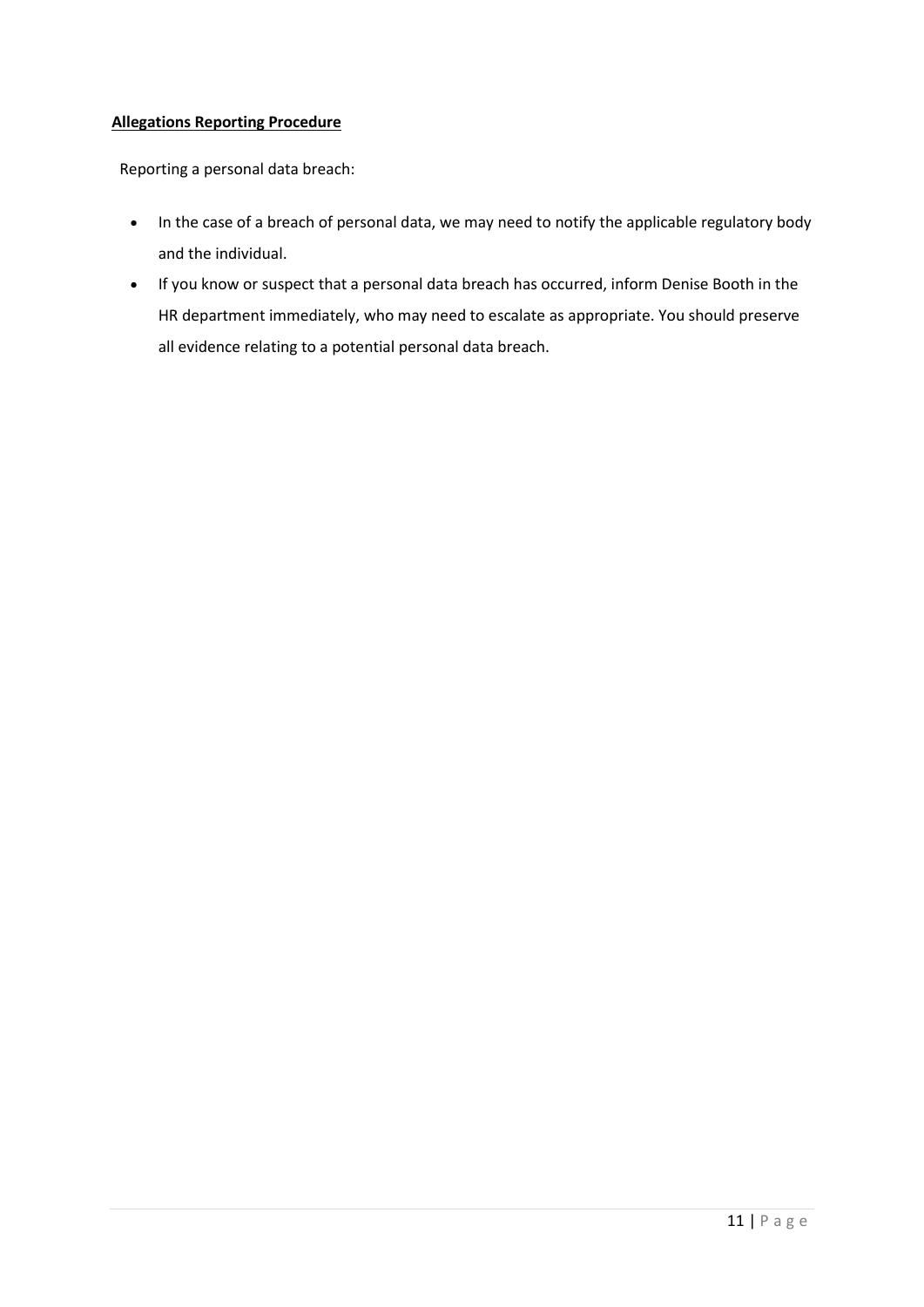**Allegations Reporting Procedure**

Reporting a personal data breach:

- In the case of a breach of personal data, we may need to notify the applicable regulatory body and the individual.
- If you know or suspect that a personal data breach has occurred, inform Denise Booth in the HR department immediately, who may need to escalate as appropriate. You should preserve all evidence relating to a potential personal data breach.